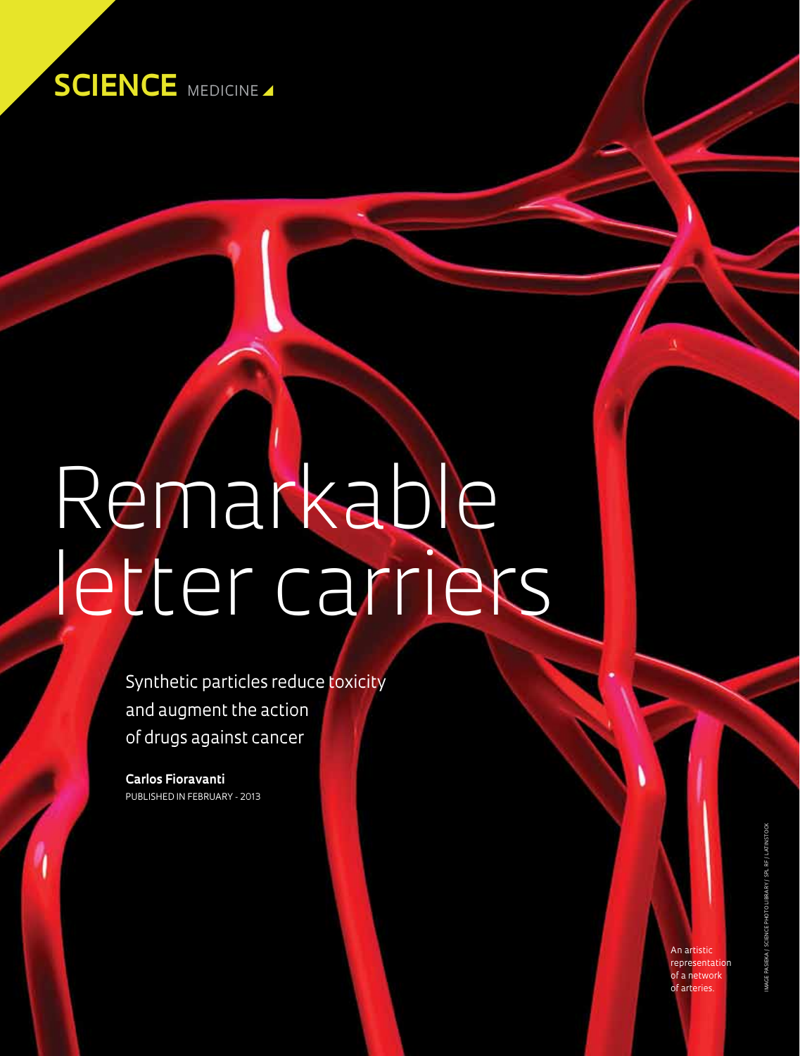SCIENCE MEDICINE

# Remarkable letter carriers

Synthetic particles reduce toxicity and augment the action of drugs against cancer

**Carlos Fioravanti**
PUBLISHED IN FEBRUARY - 2013

An artistic representation of a network of arteries.

IMAGE PASIEKA / SCIENCE PHOTO LIBRARY / SPL RF / LATINSTOCK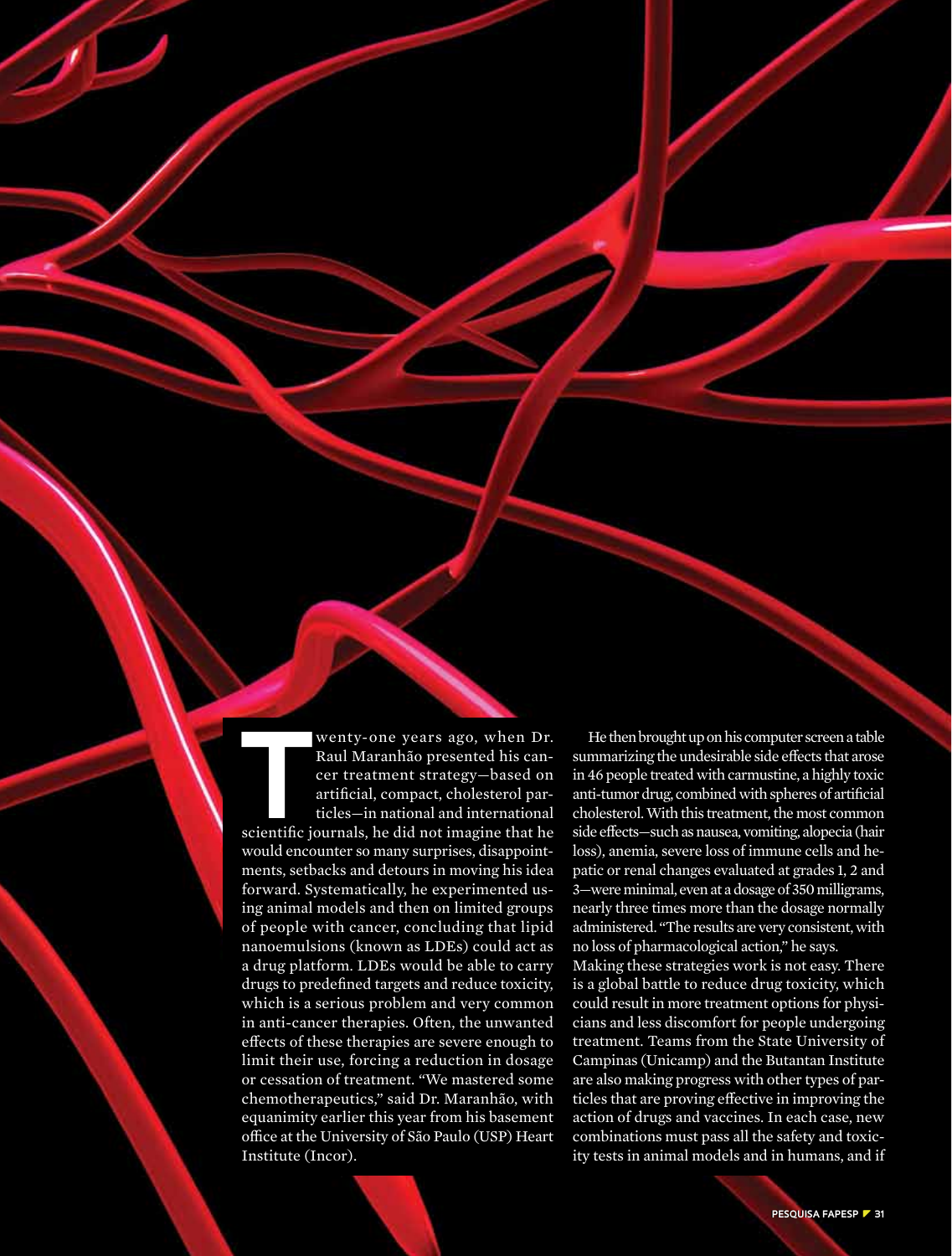Twenty-one years ago, when Dr. Raul Maranhão presented his cancer treatment strategy—based on artificial, compact, cholesterol particles—in national and international scientific journals, he did not imagine that he would encounter so many surprises, disappointments, setbacks and detours in moving his idea forward. Systematically, he experimented using animal models and then on limited groups of people with cancer, concluding that lipid nanoemulsions (known as LDEs) could act as a drug platform. LDEs would be able to carry drugs to predefined targets and reduce toxicity, which is a serious problem and very common in anti-cancer therapies. Often, the unwanted effects of these therapies are severe enough to limit their use, forcing a reduction in dosage or cessation of treatment. "We mastered some chemotherapeutics," said Dr. Maranhão, with equanimity earlier this year from his basement office at the University of São Paulo (USP) Heart Institute (Incor).

He then brought up on his computer screen a table summarizing the undesirable side effects that arose in 46 people treated with carmustine, a highly toxic anti-tumor drug, combined with spheres of artificial cholesterol. With this treatment, the most common side effects—such as nausea, vomiting, alopecia (hair loss), anemia, severe loss of immune cells and hepatic or renal changes evaluated at grades 1, 2 and 3—were minimal, even at a dosage of 350 milligrams, nearly three times more than the dosage normally administered. "The results are very consistent, with no loss of pharmacological action," he says.

Making these strategies work is not easy. There is a global battle to reduce drug toxicity, which could result in more treatment options for physicians and less discomfort for people undergoing treatment. Teams from the State University of Campinas (Unicamp) and the Butantan Institute are also making progress with other types of particles that are proving effective in improving the action of drugs and vaccines. In each case, new combinations must pass all the safety and toxicity tests in animal models and in humans, and if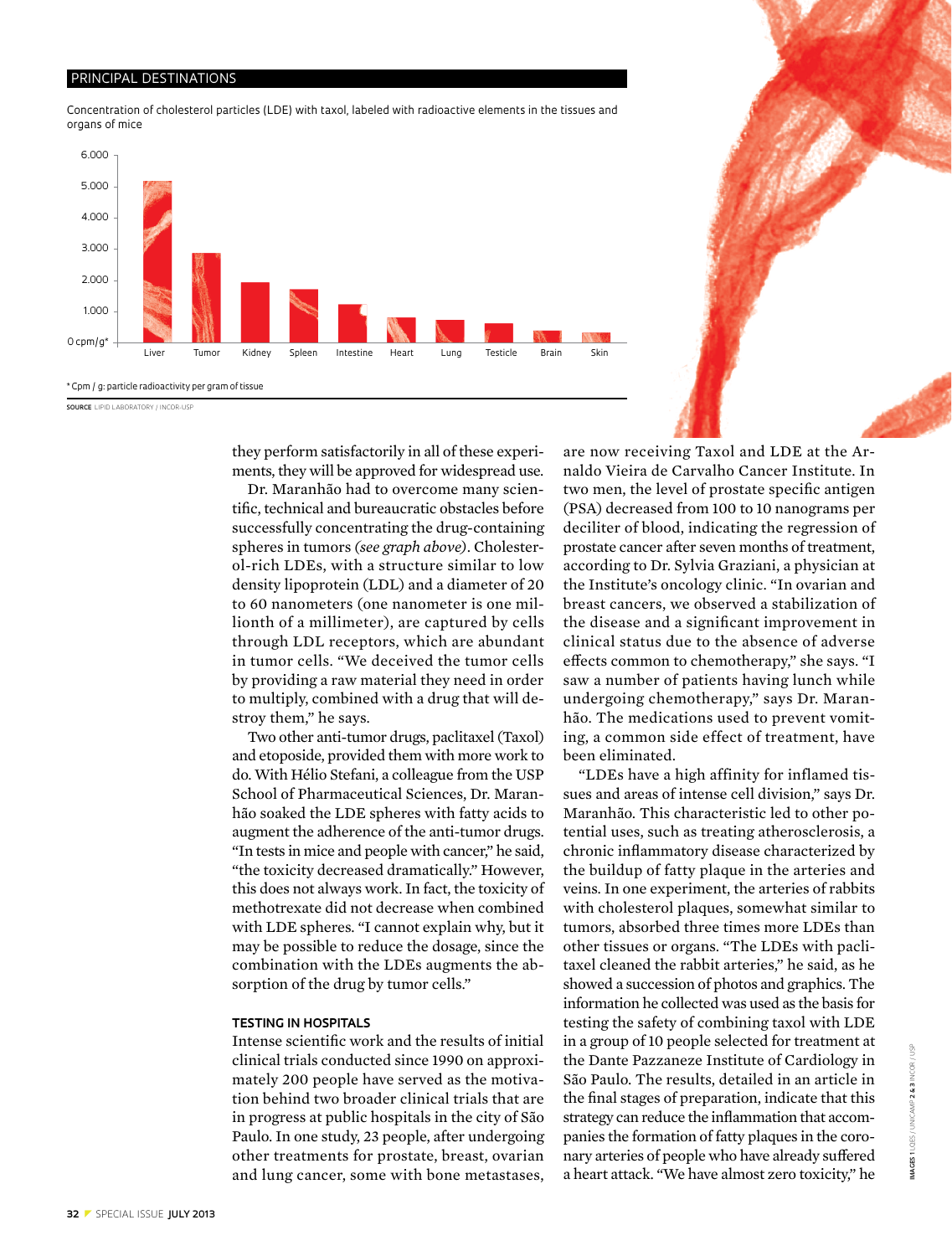## PRINCIPAL DESTINATIONS

Concentration of cholesterol particles (LDE) with taxol, labeled with radioactive elements in the tissues and organs of mice

\* Cpm / g: particle radioactivity per gram of tissue

**SOURCE** LIPID LABORATORY / INCOR-USP

they perform satisfactorily in all of these experiments, they will be approved for widespread use.

Dr. Maranhão had to overcome many scientific, technical and bureaucratic obstacles before successfully concentrating the drug-containing spheres in tumors *(see graph above)*. Cholesterol-rich LDEs, with a structure similar to low density lipoprotein (LDL) and a diameter of 20 to 60 nanometers (one nanometer is one millionth of a millimeter), are captured by cells through LDL receptors, which are abundant in tumor cells. "We deceived the tumor cells by providing a raw material they need in order to multiply, combined with a drug that will destroy them," he says.

Two other anti-tumor drugs, paclitaxel (Taxol) and etoposide, provided them with more work to do. With Hélio Stefani, a colleague from the USP School of Pharmaceutical Sciences, Dr. Maranhão soaked the LDE spheres with fatty acids to augment the adherence of the anti-tumor drugs. "In tests in mice and people with cancer," he said, "the toxicity decreased dramatically." However, this does not always work. In fact, the toxicity of methotrexate did not decrease when combined with LDE spheres. "I cannot explain why, but it may be possible to reduce the dosage, since the combination with the LDEs augments the absorption of the drug by tumor cells."

### TESTING IN HOSPITALS

Intense scientific work and the results of initial clinical trials conducted since 1990 on approximately 200 people have served as the motivation behind two broader clinical trials that are in progress at public hospitals in the city of São Paulo. In one study, 23 people, after undergoing other treatments for prostate, breast, ovarian and lung cancer, some with bone metastases, are now receiving Taxol and LDE at the Arnaldo Vieira de Carvalho Cancer Institute. In two men, the level of prostate specific antigen (PSA) decreased from 100 to 10 nanograms per deciliter of blood, indicating the regression of prostate cancer after seven months of treatment, according to Dr. Sylvia Graziani, a physician at the Institute's oncology clinic. "In ovarian and breast cancers, we observed a stabilization of the disease and a significant improvement in clinical status due to the absence of adverse effects common to chemotherapy," she says. "I saw a number of patients having lunch while undergoing chemotherapy," says Dr. Maranhão. The medications used to prevent vomiting, a common side effect of treatment, have been eliminated.

"LDEs have a high affinity for inflamed tissues and areas of intense cell division," says Dr. Maranhão. This characteristic led to other potential uses, such as treating atherosclerosis, a chronic inflammatory disease characterized by the buildup of fatty plaque in the arteries and veins. In one experiment, the arteries of rabbits with cholesterol plaques, somewhat similar to tumors, absorbed three times more LDEs than other tissues or organs. "The LDEs with paclitaxel cleaned the rabbit arteries," he said, as he showed a succession of photos and graphics. The information he collected was used as the basis for testing the safety of combining taxol with LDE in a group of 10 people selected for treatment at the Dante Pazzaneze Institute of Cardiology in São Paulo. The results, detailed in an article in the final stages of preparation, indicate that this strategy can reduce the inflammation that accompanies the formation of fatty plaques in the coronary arteries of people who have already suffered a heart attack. "We have almost zero toxicity," he

**IMAGES** 1 LDES / UNICAMP **2 & 3** INCOR / USP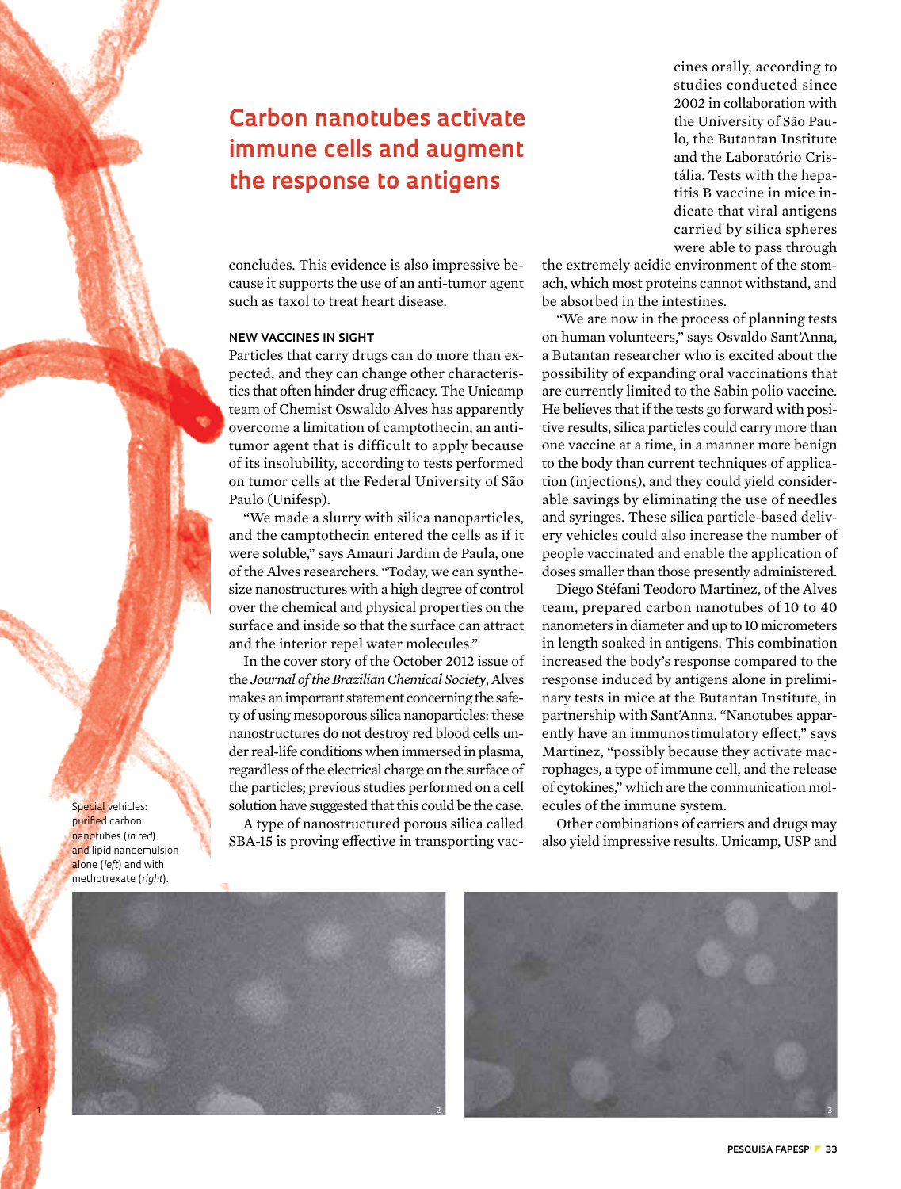## Carbon nanotubes activate immune cells and augment the response to antigens

concludes. This evidence is also impressive because it supports the use of an anti-tumor agent such as taxol to treat heart disease.

### NEW VACCINES IN SIGHT

Particles that carry drugs can do more than expected, and they can change other characteristics that often hinder drug efficacy. The Unicamp team of Chemist Oswaldo Alves has apparently overcome a limitation of camptothecin, an anti-tumor agent that is difficult to apply because of its insolubility, according to tests performed on tumor cells at the Federal University of São Paulo (Unifesp).

"We made a slurry with silica nanoparticles, and the camptothecin entered the cells as if it were soluble," says Amauri Jardim de Paula, one of the Alves researchers. "Today, we can synthesize nanostructures with a high degree of control over the chemical and physical properties on the surface and inside so that the surface can attract and the interior repel water molecules."

In the cover story of the October 2012 issue of the *Journal of the Brazilian Chemical Society*, Alves makes an important statement concerning the safety of using mesoporous silica nanoparticles: these nanostructures do not destroy red blood cells under real-life conditions when immersed in plasma, regardless of the electrical charge on the surface of the particles; previous studies performed on a cell solution have suggested that this could be the case.

A type of nanostructured porous silica called SBA-15 is proving effective in transporting vaccines orally, according to studies conducted since 2002 in collaboration with the University of São Paulo, the Butantan Institute and the Laboratório Cristália. Tests with the hepatitis B vaccine in mice indicate that viral antigens carried by silica spheres were able to pass through the extremely acidic environment of the stomach, which most proteins cannot withstand, and be absorbed in the intestines.

"We are now in the process of planning tests on human volunteers," says Osvaldo Sant'Anna, a Butantan researcher who is excited about the possibility of expanding oral vaccinations that are currently limited to the Sabin polio vaccine. He believes that if the tests go forward with positive results, silica particles could carry more than one vaccine at a time, in a manner more benign to the body than current techniques of application (injections), and they could yield considerable savings by eliminating the use of needles and syringes. These silica particle-based delivery vehicles could also increase the number of people vaccinated and enable the application of doses smaller than those presently administered.

Diego Stéfani Teodoro Martinez, of the Alves team, prepared carbon nanotubes of 10 to 40 nanometers in diameter and up to 10 micrometers in length soaked in antigens. This combination increased the body's response compared to the response induced by antigens alone in preliminary tests in mice at the Butantan Institute, in partnership with Sant'Anna. "Nanotubes apparently have an immunostimulatory effect," says Martinez, "possibly because they activate macrophages, a type of immune cell, and the release of cytokines," which are the communication molecules of the immune system.

Other combinations of carriers and drugs may also yield impressive results. Unicamp, USP and

Special vehicles: purified carbon nanotubes (*in red*) and lipid nanoemulsion alone (*left*) and with methotrexate (*right*).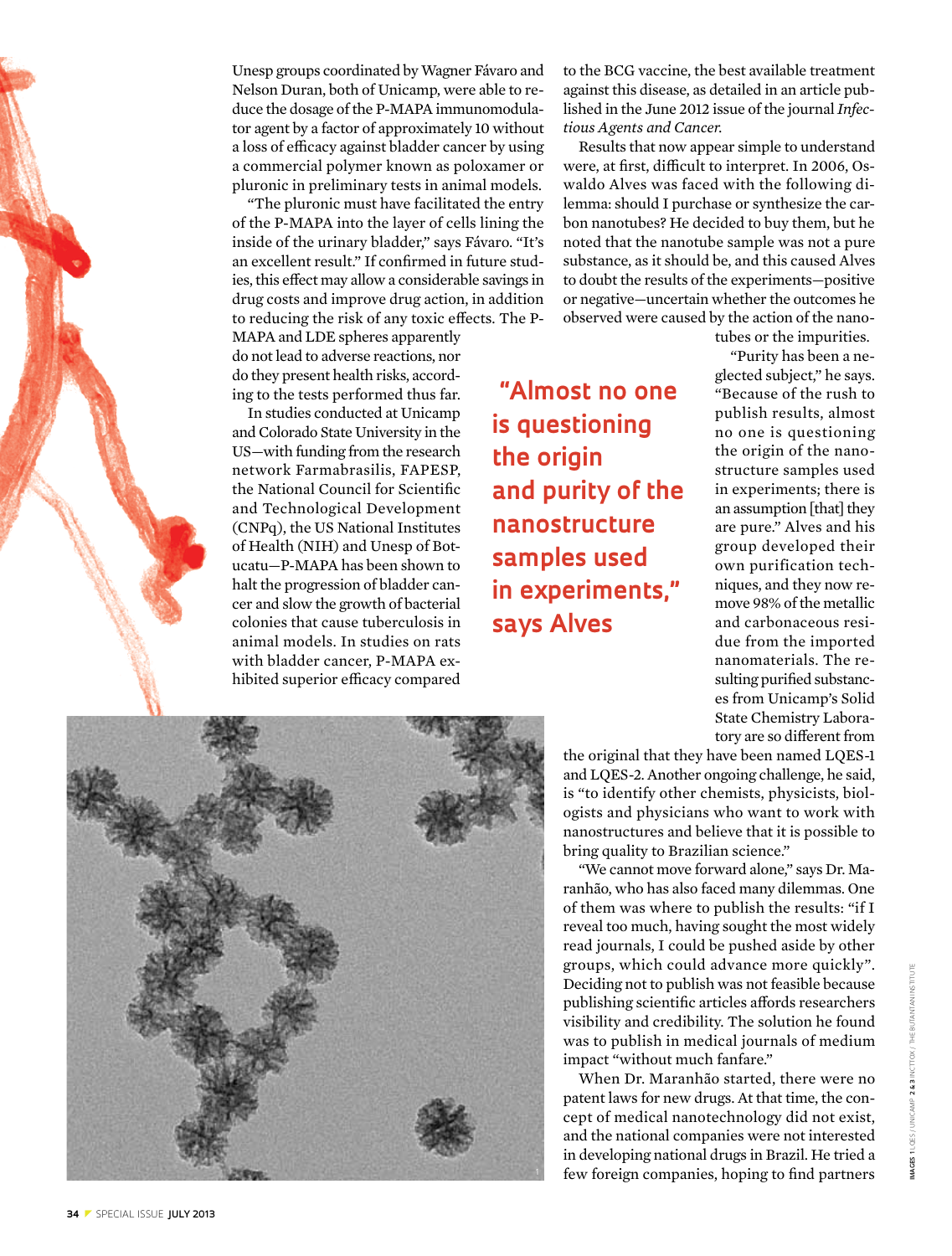Unesp groups coordinated by Wagner Fávaro and Nelson Duran, both of Unicamp, were able to reduce the dosage of the P-MAPA immunomodulator agent by a factor of approximately 10 without a loss of efficacy against bladder cancer by using a commercial polymer known as poloxamer or pluronic in preliminary tests in animal models.

"The pluronic must have facilitated the entry of the P-MAPA into the layer of cells lining the inside of the urinary bladder," says Fávaro. "It's an excellent result." If confirmed in future studies, this effect may allow a considerable savings in drug costs and improve drug action, in addition to reducing the risk of any toxic effects. The P-MAPA and LDE spheres apparently do not lead to adverse reactions, nor do they present health risks, according to the tests performed thus far.

In studies conducted at Unicamp and Colorado State University in the US—with funding from the research network Farmabrasilis, FAPESP, the National Council for Scientific and Technological Development (CNPq), the US National Institutes of Health (NIH) and Unesp of Botucatu—P-MAPA has been shown to halt the progression of bladder cancer and slow the growth of bacterial colonies that cause tuberculosis in animal models. In studies on rats with bladder cancer, P-MAPA exhibited superior efficacy compared to the BCG vaccine, the best available treatment against this disease, as detailed in an article published in the June 2012 issue of the journal *Infectious Agents and Cancer*.

Results that now appear simple to understand were, at first, difficult to interpret. In 2006, Oswaldo Alves was faced with the following dilemma: should I purchase or synthesize the carbon nanotubes? He decided to buy them, but he noted that the nanotube sample was not a pure substance, as it should be, and this caused Alves to doubt the results of the experiments—positive or negative—uncertain whether the outcomes he observed were caused by the action of the nanotubes or the impurities.

> **"Almost no one is questioning the origin and purity of the nanostructure samples used in experiments," says Alves**

"Purity has been a neglected subject," he says. "Because of the rush to publish results, almost no one is questioning the origin of the nanostructure samples used in experiments; there is an assumption [that] they are pure." Alves and his group developed their own purification techniques, and they now remove 98% of the metallic and carbonaceous residue from the imported nanomaterials. The resulting purified substances from Unicamp's Solid State Chemistry Laboratory are so different from the original that they have been named LQES-1 and LQES-2. Another ongoing challenge, he said, is "to identify other chemists, physicists, biologists and physicians who want to work with nanostructures and believe that it is possible to bring quality to Brazilian science."

"We cannot move forward alone," says Dr. Maranhão, who has also faced many dilemmas. One of them was where to publish the results: "if I reveal too much, having sought the most widely read journals, I could be pushed aside by other groups, which could advance more quickly". Deciding not to publish was not feasible because publishing scientific articles affords researchers visibility and credibility. The solution he found was to publish in medical journals of medium impact "without much fanfare."

When Dr. Maranhão started, there were no patent laws for new drugs. At that time, the concept of medical nanotechnology did not exist, and the national companies were not interested in developing national drugs in Brazil. He tried a few foreign companies, hoping to find partners

IMAGES 1 LQES / UNICAMP 2 & 3 INCTTOX / THE BUTANTAN INSTITUTE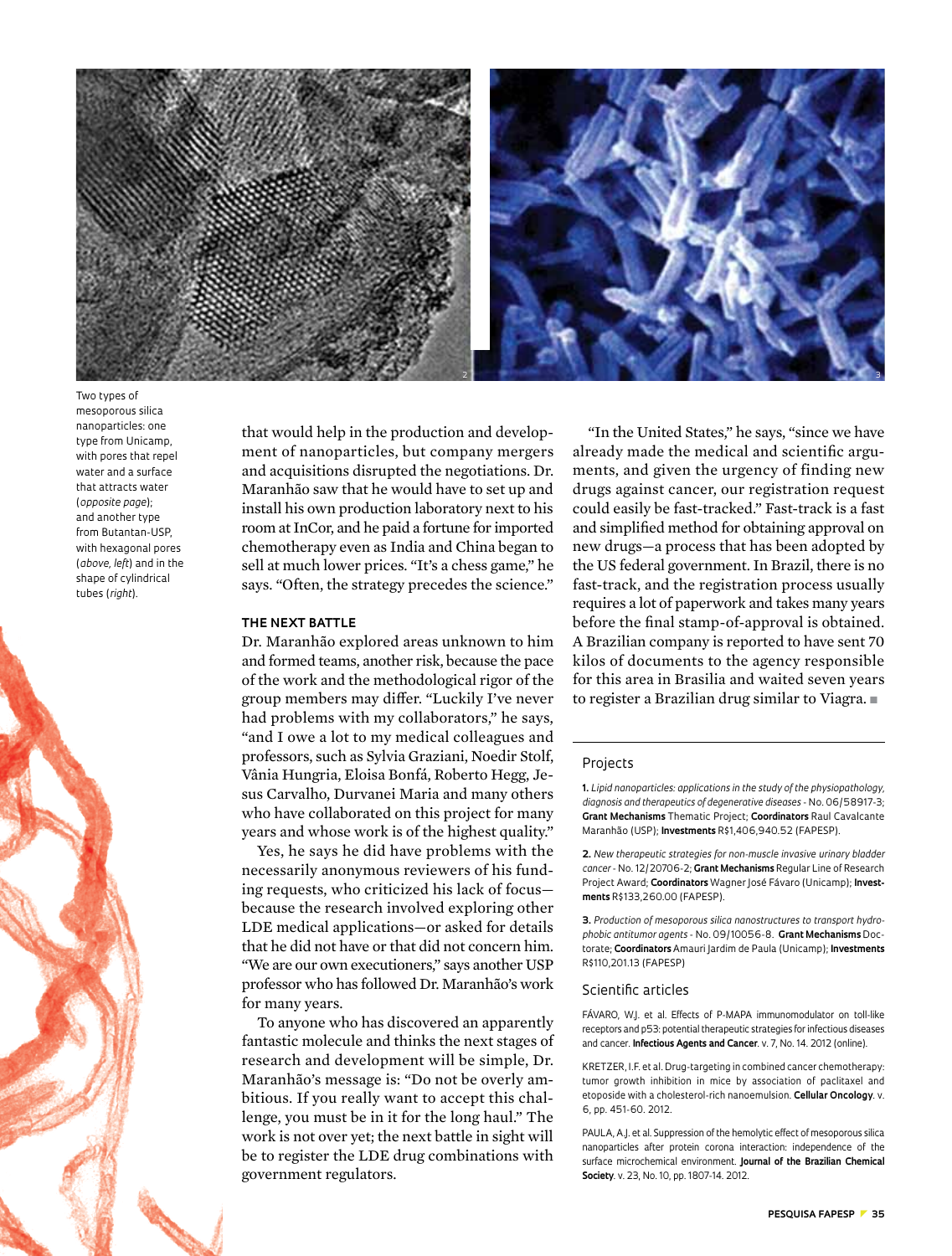Two types of mesoporous silica nanoparticles: one type from Unicamp, with pores that repel water and a surface that attracts water (*opposite page*); and another type from Butantan-USP, with hexagonal pores (*above, left*) and in the shape of cylindrical tubes (*right*).

that would help in the production and development of nanoparticles, but company mergers and acquisitions disrupted the negotiations. Dr. Maranhão saw that he would have to set up and install his own production laboratory next to his room at InCor, and he paid a fortune for imported chemotherapy even as India and China began to sell at much lower prices. "It's a chess game," he says. "Often, the strategy precedes the science."

### THE NEXT BATTLE

Dr. Maranhão explored areas unknown to him and formed teams, another risk, because the pace of the work and the methodological rigor of the group members may differ. "Luckily I've never had problems with my collaborators," he says, "and I owe a lot to my medical colleagues and professors, such as Sylvia Graziani, Noedir Stolf, Vânia Hungria, Eloisa Bonfá, Roberto Hegg, Jesus Carvalho, Durvanei Maria and many others who have collaborated on this project for many years and whose work is of the highest quality."

Yes, he says he did have problems with the necessarily anonymous reviewers of his funding requests, who criticized his lack of focus—because the research involved exploring other LDE medical applications—or asked for details that he did not have or that did not concern him. "We are our own executioners," says another USP professor who has followed Dr. Maranhão's work for many years.

To anyone who has discovered an apparently fantastic molecule and thinks the next stages of research and development will be simple, Dr. Maranhão's message is: "Do not be overly ambitious. If you really want to accept this challenge, you must be in it for the long haul." The work is not over yet; the next battle in sight will be to register the LDE drug combinations with government regulators.

"In the United States," he says, "since we have already made the medical and scientific arguments, and given the urgency of finding new drugs against cancer, our registration request could easily be fast-tracked." Fast-track is a fast and simplified method for obtaining approval on new drugs—a process that has been adopted by the US federal government. In Brazil, there is no fast-track, and the registration process usually requires a lot of paperwork and takes many years before the final stamp-of-approval is obtained. A Brazilian company is reported to have sent 70 kilos of documents to the agency responsible for this area in Brasilia and waited seven years to register a Brazilian drug similar to Viagra. ■

## Projects

**1.** *Lipid nanoparticles: applications in the study of the physiopathology, diagnosis and therapeutics of degenerative diseases* - No. 06/58917-3; **Grant Mechanisms** Thematic Project; **Coordinators** Raul Cavalcante Maranhão (USP); **Investments** R$1,406,940.52 (FAPESP).

**2.** *New therapeutic strategies for non-muscle invasive urinary bladder cancer* - No. 12/20706-2; **Grant Mechanisms** Regular Line of Research Project Award; **Coordinators** Wagner José Fávaro (Unicamp); **Investments** R$133,260.00 (FAPESP).

**3.** *Production of mesoporous silica nanostructures to transport hydrophobic antitumor agents* - No. 09/10056-8. **Grant Mechanisms** Doctorate; **Coordinators** Amauri Jardim de Paula (Unicamp); **Investments** R$110,201.13 (FAPESP)

## Scientific articles

FÁVARO, W.J. et al. Effects of P-MAPA immunomodulator on toll-like receptors and p53: potential therapeutic strategies for infectious diseases and cancer. **Infectious Agents and Cancer**. v. 7, No. 14. 2012 (online).

KRETZER, I.F. et al. Drug-targeting in combined cancer chemotherapy: tumor growth inhibition in mice by association of paclitaxel and etoposide with a cholesterol-rich nanoemulsion. **Cellular Oncology**. v. 6, pp. 451-60. 2012.

PAULA, A.J. et al. Suppression of the hemolytic effect of mesoporous silica nanoparticles after protein corona interaction: independence of the surface microchemical environment. **Journal of the Brazilian Chemical Society**. v. 23, No. 10, pp. 1807-14. 2012.